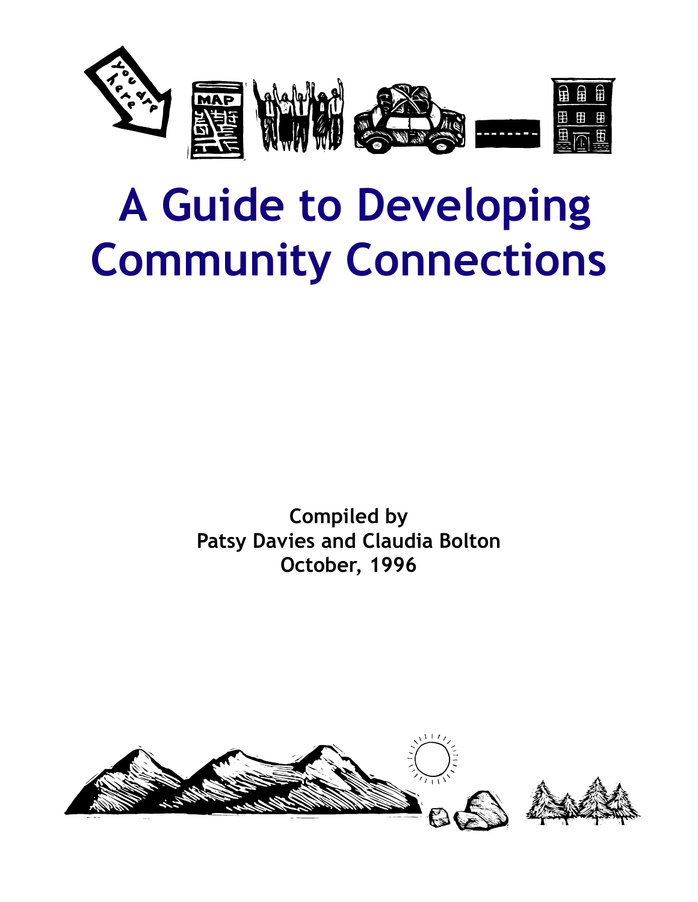# A Guide to Developing Community Connections

**Compiled by**
**Patsy Davies and Claudia Bolton**
**October, 1996**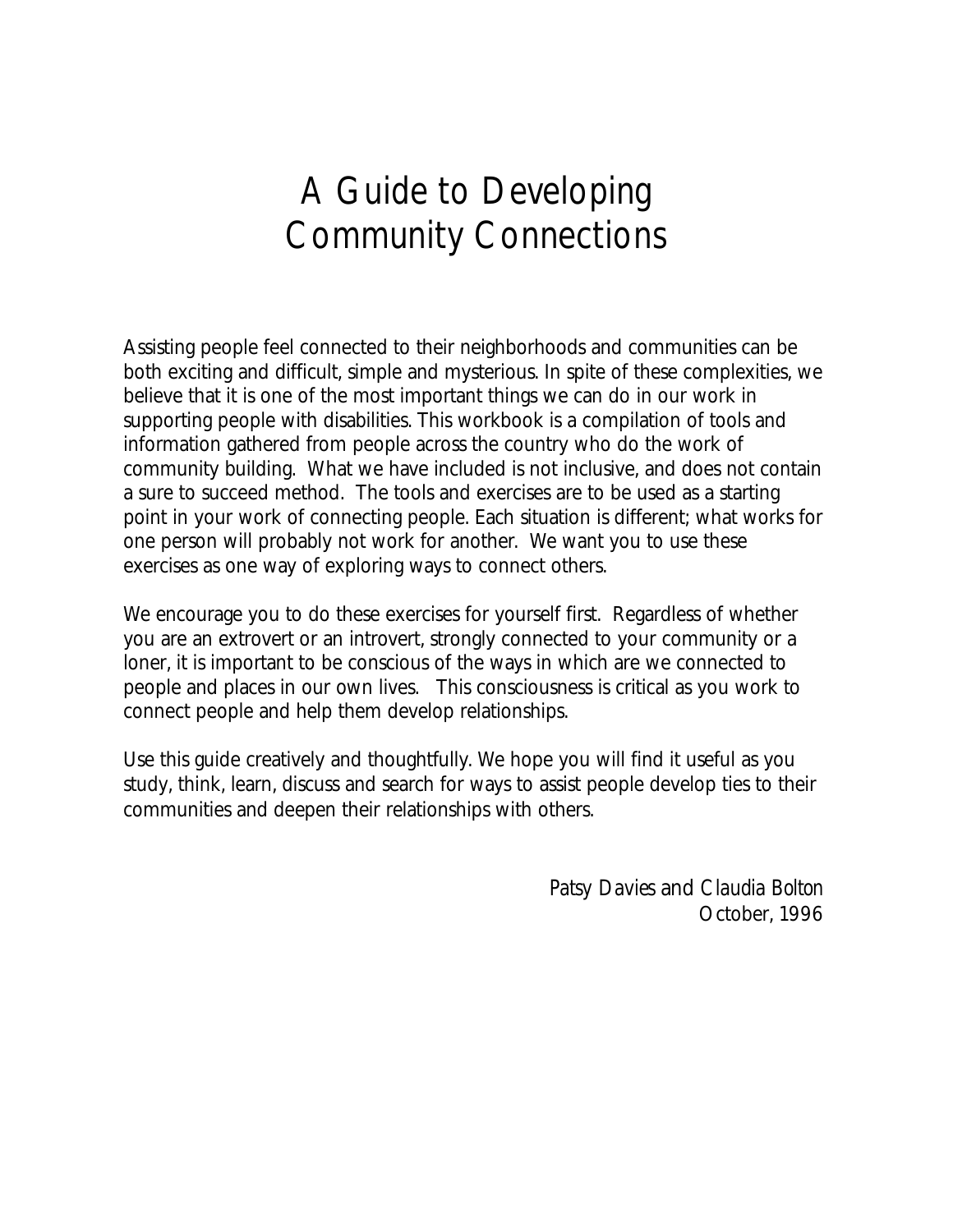# A Guide to Developing Community Connections

Assisting people feel connected to their neighborhoods and communities can be both exciting and difficult, simple and mysterious. In spite of these complexities, we believe that it is one of the most important things we can do in our work in supporting people with disabilities. This workbook is a compilation of tools and information gathered from people across the country who do the work of community building. What we have included is not inclusive, and does not contain a sure to succeed method. The tools and exercises are to be used as a starting point in your work of connecting people. Each situation is different; what works for one person will probably not work for another. We want you to use these exercises as one way of exploring ways to connect others.

We encourage you to do these exercises for yourself first. Regardless of whether you are an extrovert or an introvert, strongly connected to your community or a loner, it is important to be conscious of the ways in which are we connected to people and places in our own lives. This consciousness is critical as you work to connect people and help them develop relationships.

Use this guide creatively and thoughtfully. We hope you will find it useful as you study, think, learn, discuss and search for ways to assist people develop ties to their communities and deepen their relationships with others.

Patsy Davies and Claudia Bolton
October, 1996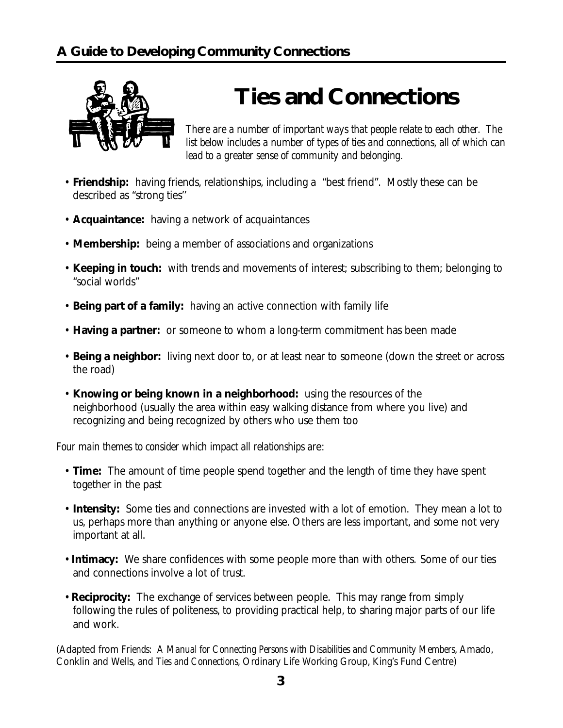# Ties and Connections

*There are a number of important ways that people relate to each other. The list below includes a number of types of ties and connections, all of which can lead to a greater sense of community and belonging.*

- **Friendship:** having friends, relationships, including a "best friend". Mostly these can be described as "strong ties''
- **Acquaintance:** having a network of acquaintances
- **Membership:** being a member of associations and organizations
- **Keeping in touch:** with trends and movements of interest; subscribing to them; belonging to "social worlds"
- **Being part of a family:** having an active connection with family life
- **Having a partner:** or someone to whom a long-term commitment has been made
- **Being a neighbor:** living next door to, or at least near to someone (down the street or across the road)
- **Knowing or being known in a neighborhood:** using the resources of the neighborhood (usually the area within easy walking distance from where you live) and recognizing and being recognized by others who use them too

*Four main themes to consider which impact all relationships are:*

- **Time:** The amount of time people spend together and the length of time they have spent together in the past
- **Intensity:** Some ties and connections are invested with a lot of emotion. They mean a lot to us, perhaps more than anything or anyone else. Others are less important, and some not very important at all.
- **Intimacy:** We share confidences with some people more than with others. Some of our ties and connections involve a lot of trust.
- **Reciprocity:** The exchange of services between people. This may range from simply following the rules of politeness, to providing practical help, to sharing major parts of our life and work.

(Adapted from *Friends: A Manual for Connecting Persons with Disabilities and Community Members*, Amado, Conklin and Wells, and *Ties and Connections*, Ordinary Life Working Group, King's Fund Centre)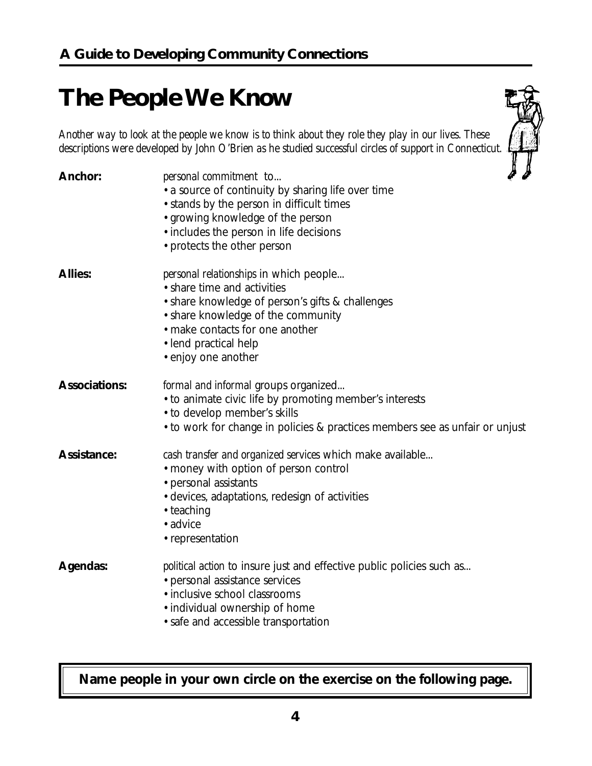# The People We Know

*Another way to look at the people we know is to think about they role they play in our lives. These descriptions were developed by John O'Brien as he studied successful circles of support in Connecticut.*

**Anchor:** *personal commitment* to...

- a source of continuity by sharing life over time
- stands by the person in difficult times
- growing knowledge of the person
- includes the person in life decisions
- protects the other person

**Allies:** *personal relationships* in which people...

- share time and activities
- share knowledge of person's gifts & challenges
- share knowledge of the community
- make contacts for one another
- lend practical help
- enjoy one another

**Associations:** *formal and informal* groups organized...

- to animate civic life by promoting member's interests
- to develop member's skills
- to work for change in policies & practices members see as unfair or unjust

**Assistance:** *cash transfer and organized services* which make available...

- money with option of person control
- personal assistants
- devices, adaptations, redesign of activities
- teaching
- advice
- representation

**Agendas:** *political action* to insure just and effective public policies such as...

- personal assistance services
- inclusive school classrooms
- individual ownership of home
- safe and accessible transportation

**Name people in your own circle on the exercise on the following page.**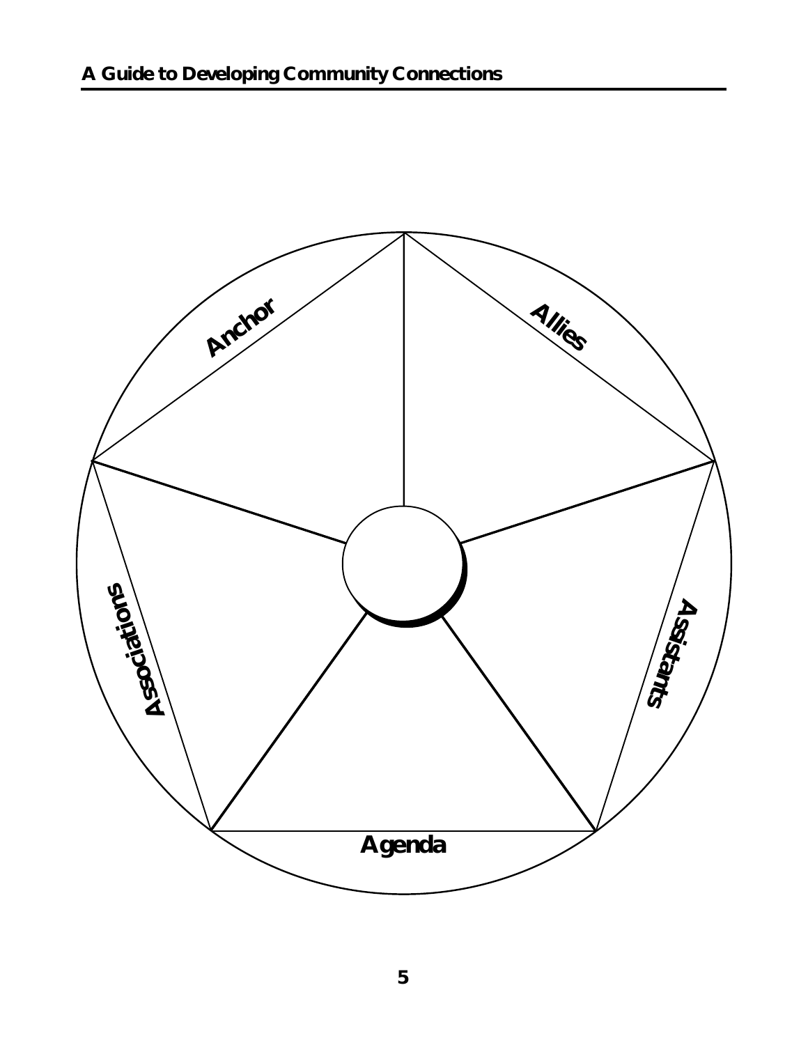Anchor

Allies

Assistants

Agenda

Associations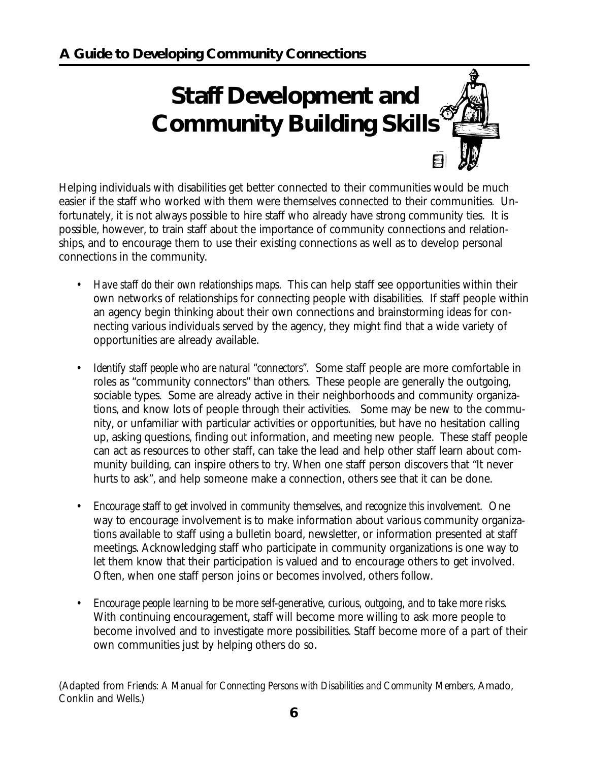# Staff Development and Community Building Skills

Helping individuals with disabilities get better connected to their communities would be much easier if the staff who worked with them were themselves connected to their communities. Unfortunately, it is not always possible to hire staff who already have strong community ties. It is possible, however, to train staff about the importance of community connections and relationships, and to encourage them to use their existing connections as well as to develop personal connections in the community.

- *Have staff do their own relationships maps.* This can help staff see opportunities within their own networks of relationships for connecting people with disabilities. If staff people within an agency begin thinking about their own connections and brainstorming ideas for connecting various individuals served by the agency, they might find that a wide variety of opportunities are already available.

- *Identify staff people who are natural "connectors".* Some staff people are more comfortable in roles as "community connectors" than others. These people are generally the outgoing, sociable types. Some are already active in their neighborhoods and community organizations, and know lots of people through their activities. Some may be new to the community, or unfamiliar with particular activities or opportunities, but have no hesitation calling up, asking questions, finding out information, and meeting new people. These staff people can act as resources to other staff, can take the lead and help other staff learn about community building, can inspire others to try. When one staff person discovers that "It never hurts to ask", and help someone make a connection, others see that it can be done.

- *Encourage staff to get involved in community themselves, and recognize this involvement.* One way to encourage involvement is to make information about various community organizations available to staff using a bulletin board, newsletter, or information presented at staff meetings. Acknowledging staff who participate in community organizations is one way to let them know that their participation is valued and to encourage others to get involved. Often, when one staff person joins or becomes involved, others follow.

- *Encourage people learning to be more self-generative, curious, outgoing, and to take more risks.* With continuing encouragement, staff will become more willing to ask more people to become involved and to investigate more possibilities. Staff become more of a part of their own communities just by helping others do so.

(Adapted from *Friends: A Manual for Connecting Persons with Disabilities and Community Members*, Amado, Conklin and Wells.)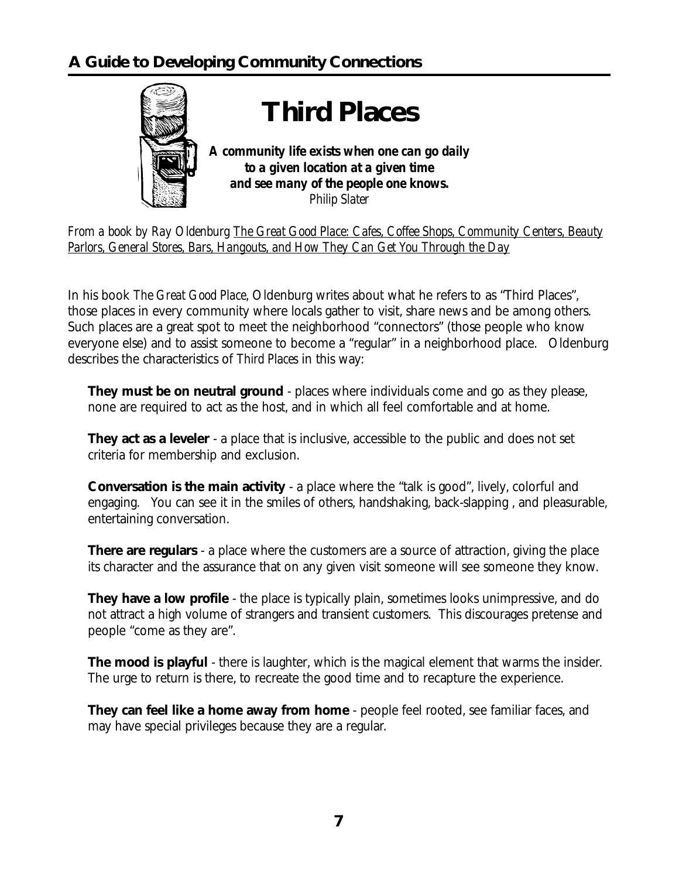# Third Places

***A community life exists when one can go daily to a given location at a given time and see many of the people one knows.***
*Philip Slater*

*From a book by Ray Oldenburg The Great Good Place: Cafes, Coffee Shops, Community Centers, Beauty Parlors, General Stores, Bars, Hangouts, and How They Can Get You Through the Day*

In his book *The Great Good Place*, Oldenburg writes about what he refers to as "Third Places", those places in every community where locals gather to visit, share news and be among others. Such places are a great spot to meet the neighborhood "connectors" (those people who know everyone else) and to assist someone to become a "regular" in a neighborhood place. Oldenburg describes the characteristics of *Third Places* in this way:

**They must be on neutral ground** - places where individuals come and go as they please, none are required to act as the host, and in which all feel comfortable and at home.

**They act as a leveler** - a place that is inclusive, accessible to the public and does not set criteria for membership and exclusion.

**Conversation is the main activity** - a place where the "talk is good", lively, colorful and engaging. You can see it in the smiles of others, handshaking, back-slapping , and pleasurable, entertaining conversation.

**There are regulars** - a place where the customers are a source of attraction, giving the place its character and the assurance that on any given visit someone will see someone they know.

**They have a low profile** - the place is typically plain, sometimes looks unimpressive, and do not attract a high volume of strangers and transient customers. This discourages pretense and people "come as they are".

**The mood is playful** - there is laughter, which is the magical element that warms the insider. The urge to return is there, to recreate the good time and to recapture the experience.

**They can feel like a home away from home** - people feel rooted, see familiar faces, and may have special privileges because they are a regular.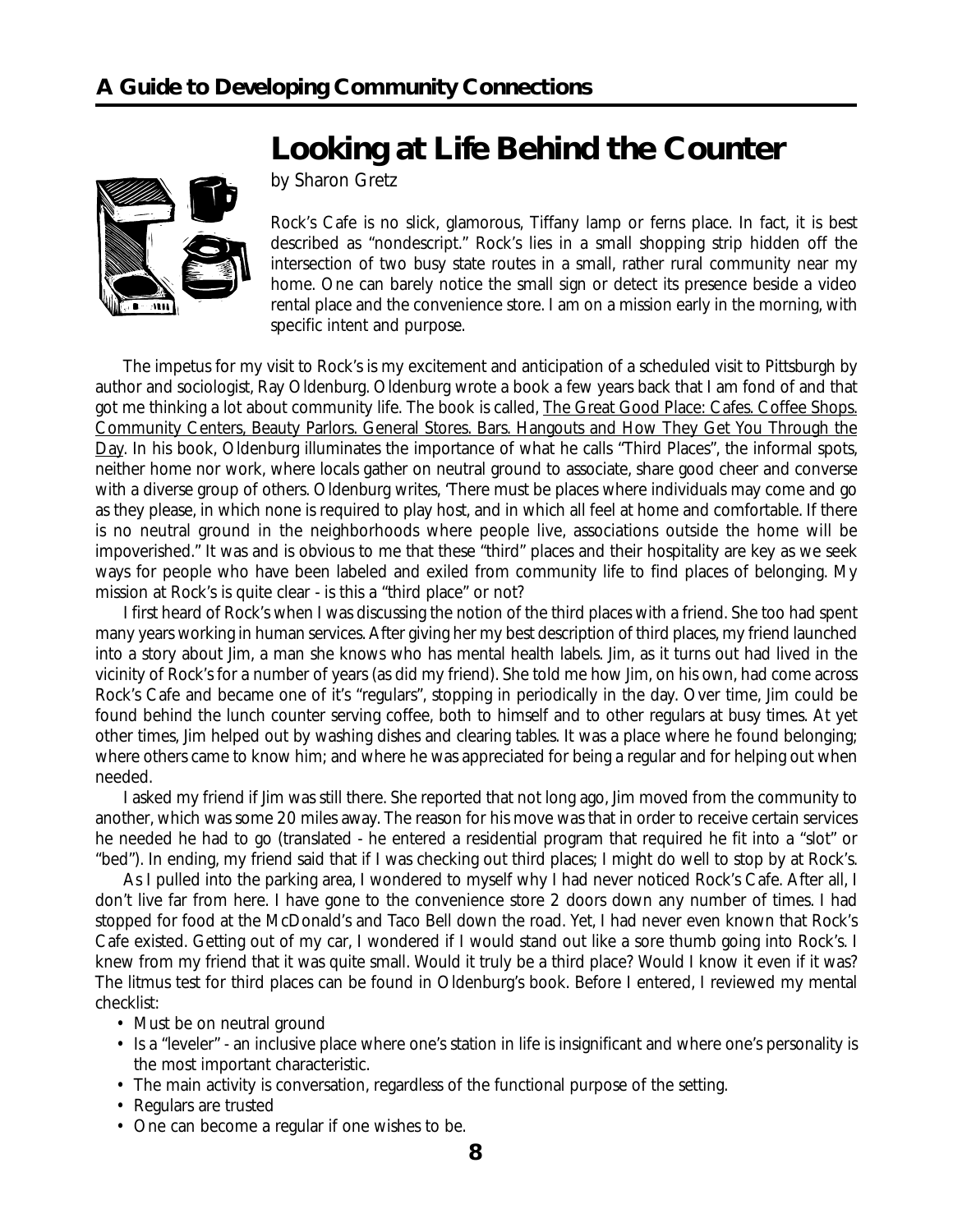# Looking at Life Behind the Counter

by Sharon Gretz

Rock's Cafe is no slick, glamorous, Tiffany lamp or ferns place. In fact, it is best described as "nondescript." Rock's lies in a small shopping strip hidden off the intersection of two busy state routes in a small, rather rural community near my home. One can barely notice the small sign or detect its presence beside a video rental place and the convenience store. I am on a mission early in the morning, with specific intent and purpose.

The impetus for my visit to Rock's is my excitement and anticipation of a scheduled visit to Pittsburgh by author and sociologist, Ray Oldenburg. Oldenburg wrote a book a few years back that I am fond of and that got me thinking a lot about community life. The book is called, The Great Good Place: Cafes. Coffee Shops. Community Centers, Beauty Parlors. General Stores. Bars. Hangouts and How They Get You Through the Day. In his book, Oldenburg illuminates the importance of what he calls "Third Places", the informal spots, neither home nor work, where locals gather on neutral ground to associate, share good cheer and converse with a diverse group of others. Oldenburg writes, 'There must be places where individuals may come and go as they please, in which none is required to play host, and in which all feel at home and comfortable. If there is no neutral ground in the neighborhoods where people live, associations outside the home will be impoverished." It was and is obvious to me that these "third" places and their hospitality are key as we seek ways for people who have been labeled and exiled from community life to find places of belonging. My mission at Rock's is quite clear - is this a "third place" or not?

I first heard of Rock's when I was discussing the notion of the third places with a friend. She too had spent many years working in human services. After giving her my best description of third places, my friend launched into a story about Jim, a man she knows who has mental health labels. Jim, as it turns out had lived in the vicinity of Rock's for a number of years (as did my friend). She told me how Jim, on his own, had come across Rock's Cafe and became one of it's "regulars", stopping in periodically in the day. Over time, Jim could be found behind the lunch counter serving coffee, both to himself and to other regulars at busy times. At yet other times, Jim helped out by washing dishes and clearing tables. It was a place where he found belonging; where others came to know him; and where he was appreciated for being a regular and for helping out when needed.

I asked my friend if Jim was still there. She reported that not long ago, Jim moved from the community to another, which was some 20 miles away. The reason for his move was that in order to receive certain services he needed he had to go (translated - he entered a residential program that required he fit into a "slot" or "bed"). In ending, my friend said that if I was checking out third places; I might do well to stop by at Rock's.

As I pulled into the parking area, I wondered to myself why I had never noticed Rock's Cafe. After all, I don't live far from here. I have gone to the convenience store 2 doors down any number of times. I had stopped for food at the McDonald's and Taco Bell down the road. Yet, I had never even known that Rock's Cafe existed. Getting out of my car, I wondered if I would stand out like a sore thumb going into Rock's. I knew from my friend that it was quite small. Would it truly be a third place? Would I know it even if it was? The litmus test for third places can be found in Oldenburg's book. Before I entered, I reviewed my mental checklist:

- Must be on neutral ground
- Is a "leveler" - an inclusive place where one's station in life is insignificant and where one's personality is the most important characteristic.
- The main activity is conversation, regardless of the functional purpose of the setting.
- Regulars are trusted
- One can become a regular if one wishes to be.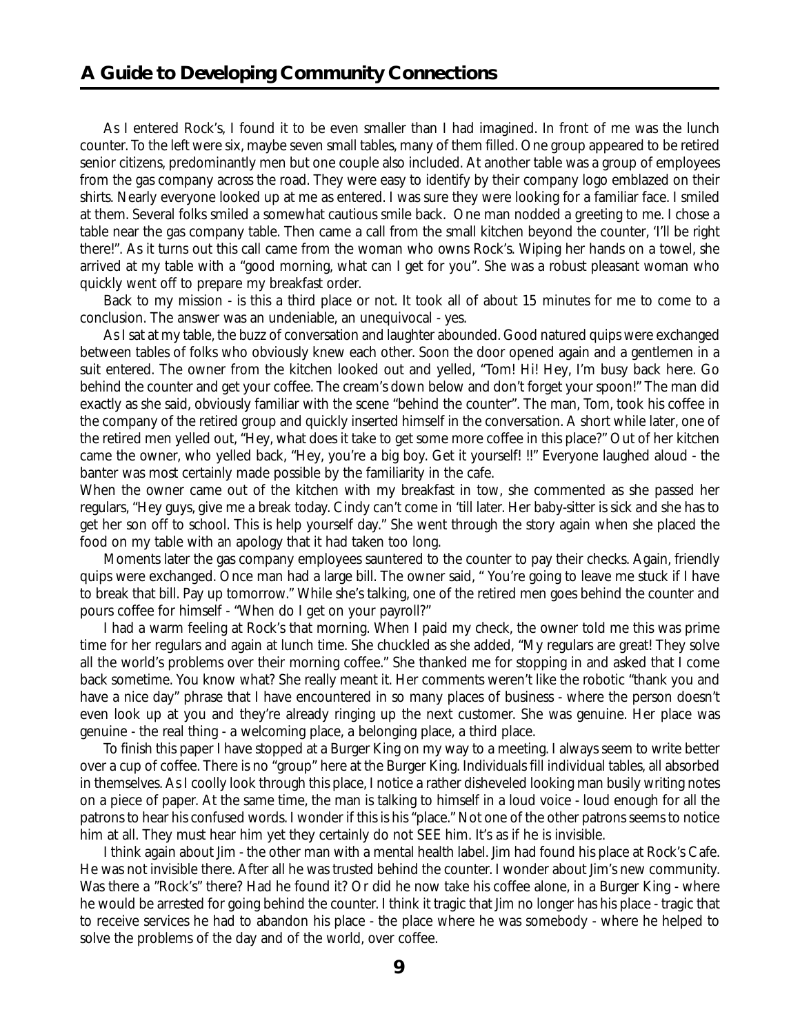As I entered Rock's, I found it to be even smaller than I had imagined. In front of me was the lunch counter. To the left were six, maybe seven small tables, many of them filled. One group appeared to be retired senior citizens, predominantly men but one couple also included. At another table was a group of employees from the gas company across the road. They were easy to identify by their company logo emblazoned on their shirts. Nearly everyone looked up at me as entered. I was sure they were looking for a familiar face. I smiled at them. Several folks smiled a somewhat cautious smile back. One man nodded a greeting to me. I chose a table near the gas company table. Then came a call from the small kitchen beyond the counter, 'I'll be right there!". As it turns out this call came from the woman who owns Rock's. Wiping her hands on a towel, she arrived at my table with a "good morning, what can I get for you". She was a robust pleasant woman who quickly went off to prepare my breakfast order.

Back to my mission - is this a third place or not. It took all of about 15 minutes for me to come to a conclusion. The answer was an undeniable, an unequivocal - yes.

As I sat at my table, the buzz of conversation and laughter abounded. Good natured quips were exchanged between tables of folks who obviously knew each other. Soon the door opened again and a gentlemen in a suit entered. The owner from the kitchen looked out and yelled, "Tom! Hi! Hey, I'm busy back here. Go behind the counter and get your coffee. The cream's down below and don't forget your spoon!" The man did exactly as she said, obviously familiar with the scene "behind the counter". The man, Tom, took his coffee in the company of the retired group and quickly inserted himself in the conversation. A short while later, one of the retired men yelled out, "Hey, what does it take to get some more coffee in this place?" Out of her kitchen came the owner, who yelled back, "Hey, you're a big boy. Get it yourself! !!" Everyone laughed aloud - the banter was most certainly made possible by the familiarity in the cafe.

When the owner came out of the kitchen with my breakfast in tow, she commented as she passed her regulars, "Hey guys, give me a break today. Cindy can't come in 'till later. Her baby-sitter is sick and she has to get her son off to school. This is help yourself day." She went through the story again when she placed the food on my table with an apology that it had taken too long.

Moments later the gas company employees sauntered to the counter to pay their checks. Again, friendly quips were exchanged. Once man had a large bill. The owner said, " You're going to leave me stuck if I have to break that bill. Pay up tomorrow." While she's talking, one of the retired men goes behind the counter and pours coffee for himself - "When do I get on your payroll?"

I had a warm feeling at Rock's that morning. When I paid my check, the owner told me this was prime time for her regulars and again at lunch time. She chuckled as she added, "My regulars are great! They solve all the world's problems over their morning coffee." She thanked me for stopping in and asked that I come back sometime. You know what? She really meant it. Her comments weren't like the robotic "thank you and have a nice day" phrase that I have encountered in so many places of business - where the person doesn't even look up at you and they're already ringing up the next customer. She was genuine. Her place was genuine - the real thing - a welcoming place, a belonging place, a third place.

To finish this paper I have stopped at a Burger King on my way to a meeting. I always seem to write better over a cup of coffee. There is no "group" here at the Burger King. Individuals fill individual tables, all absorbed in themselves. As I coolly look through this place, I notice a rather disheveled looking man busily writing notes on a piece of paper. At the same time, the man is talking to himself in a loud voice - loud enough for all the patrons to hear his confused words. I wonder if this is his "place." Not one of the other patrons seems to notice him at all. They must hear him yet they certainly do not SEE him. It's as if he is invisible.

I think again about Jim - the other man with a mental health label. Jim had found his place at Rock's Cafe. He was not invisible there. After all he was trusted behind the counter. I wonder about Jim's new community. Was there a "Rock's" there? Had he found it? Or did he now take his coffee alone, in a Burger King - where he would be arrested for going behind the counter. I think it tragic that Jim no longer has his place - tragic that to receive services he had to abandon his place - the place where he was somebody - where he helped to solve the problems of the day and of the world, over coffee.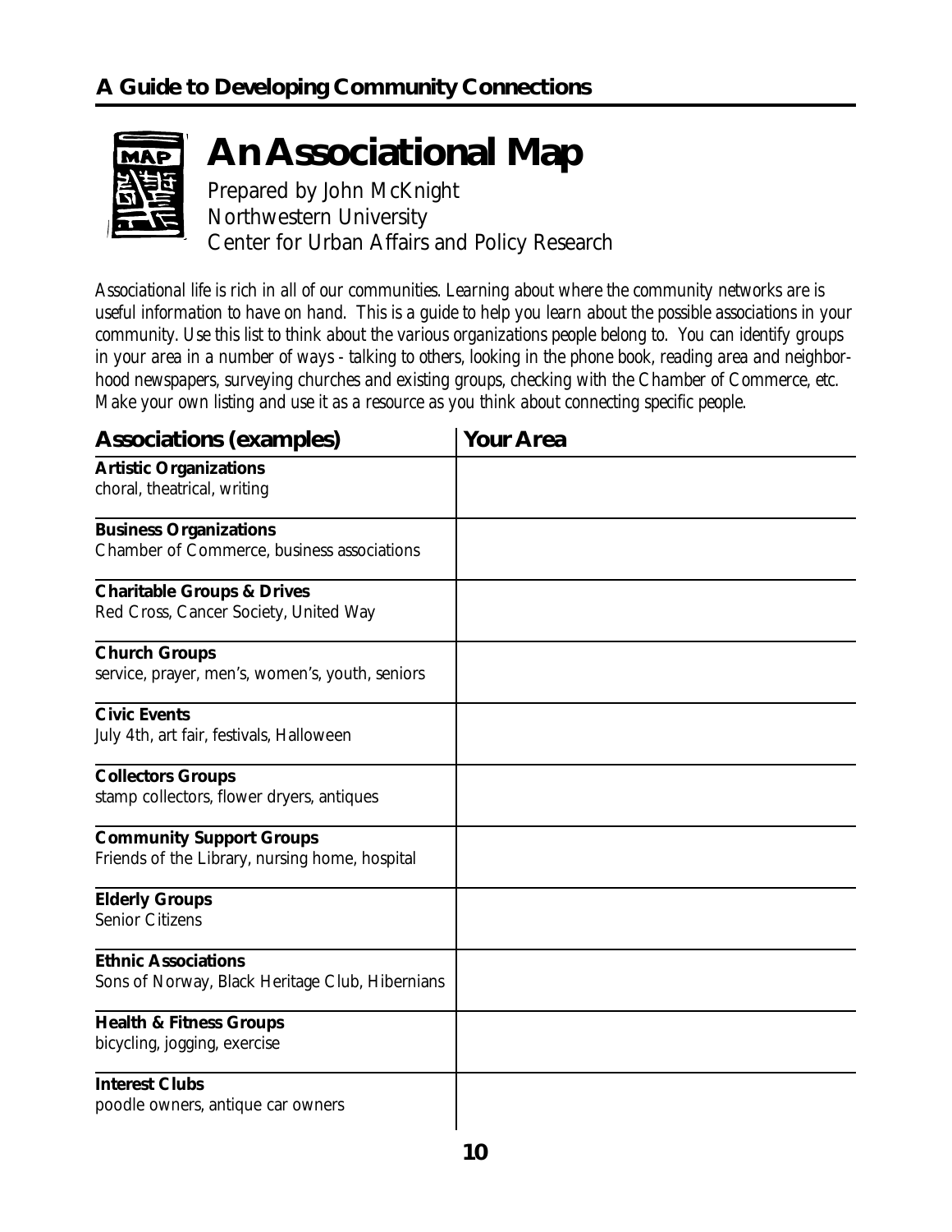# An Associational Map

Prepared by John McKnight
Northwestern University
Center for Urban Affairs and Policy Research

*Associational life is rich in all of our communities. Learning about where the community networks are is useful information to have on hand. This is a guide to help you learn about the possible associations in your community. Use this list to think about the various organizations people belong to. You can identify groups in your area in a number of ways - talking to others, looking in the phone book, reading area and neighborhood newspapers, surveying churches and existing groups, checking with the Chamber of Commerce, etc. Make your own listing and use it as a resource as you think about connecting specific people.*

| Associations (examples) | Your Area |
|---|---|
| **Artistic Organizations**<br>choral, theatrical, writing | |
| **Business Organizations**<br>Chamber of Commerce, business associations | |
| **Charitable Groups & Drives**<br>Red Cross, Cancer Society, United Way | |
| **Church Groups**<br>service, prayer, men's, women's, youth, seniors | |
| **Civic Events**<br>July 4th, art fair, festivals, Halloween | |
| **Collectors Groups**<br>stamp collectors, flower dryers, antiques | |
| **Community Support Groups**<br>Friends of the Library, nursing home, hospital | |
| **Elderly Groups**<br>Senior Citizens | |
| **Ethnic Associations**<br>Sons of Norway, Black Heritage Club, Hibernians | |
| **Health & Fitness Groups**<br>bicycling, jogging, exercise | |
| **Interest Clubs**<br>poodle owners, antique car owners | |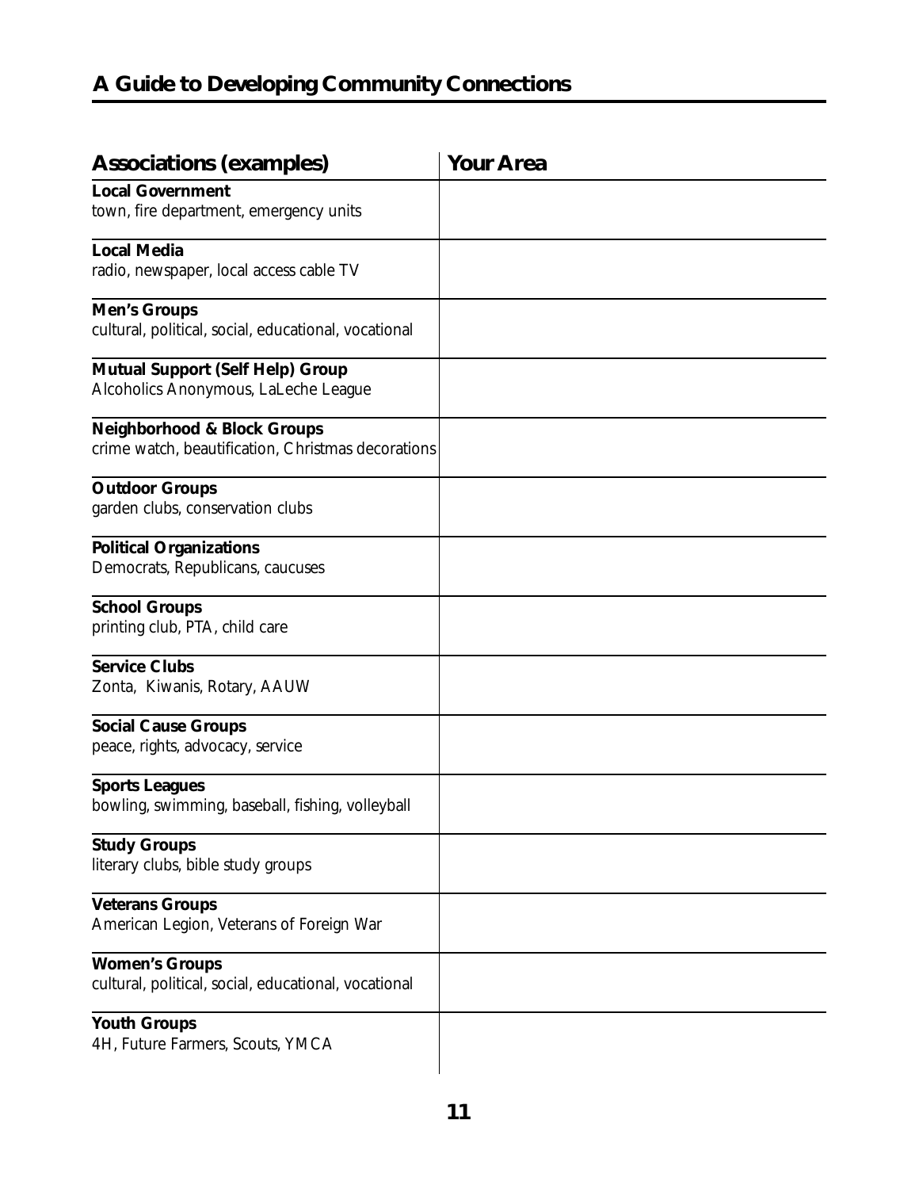# A Guide to Developing Community Connections

| Associations (examples) | Your Area |
|---|---|
| **Local Government**<br>town, fire department, emergency units | |
| **Local Media**<br>radio, newspaper, local access cable TV | |
| **Men's Groups**<br>cultural, political, social, educational, vocational | |
| **Mutual Support (Self Help) Group**<br>Alcoholics Anonymous, LaLeche League | |
| **Neighborhood & Block Groups**<br>crime watch, beautification, Christmas decorations | |
| **Outdoor Groups**<br>garden clubs, conservation clubs | |
| **Political Organizations**<br>Democrats, Republicans, caucuses | |
| **School Groups**<br>printing club, PTA, child care | |
| **Service Clubs**<br>Zonta, Kiwanis, Rotary, AAUW | |
| **Social Cause Groups**<br>peace, rights, advocacy, service | |
| **Sports Leagues**<br>bowling, swimming, baseball, fishing, volleyball | |
| **Study Groups**<br>literary clubs, bible study groups | |
| **Veterans Groups**<br>American Legion, Veterans of Foreign War | |
| **Women's Groups**<br>cultural, political, social, educational, vocational | |
| **Youth Groups**<br>4H, Future Farmers, Scouts, YMCA | |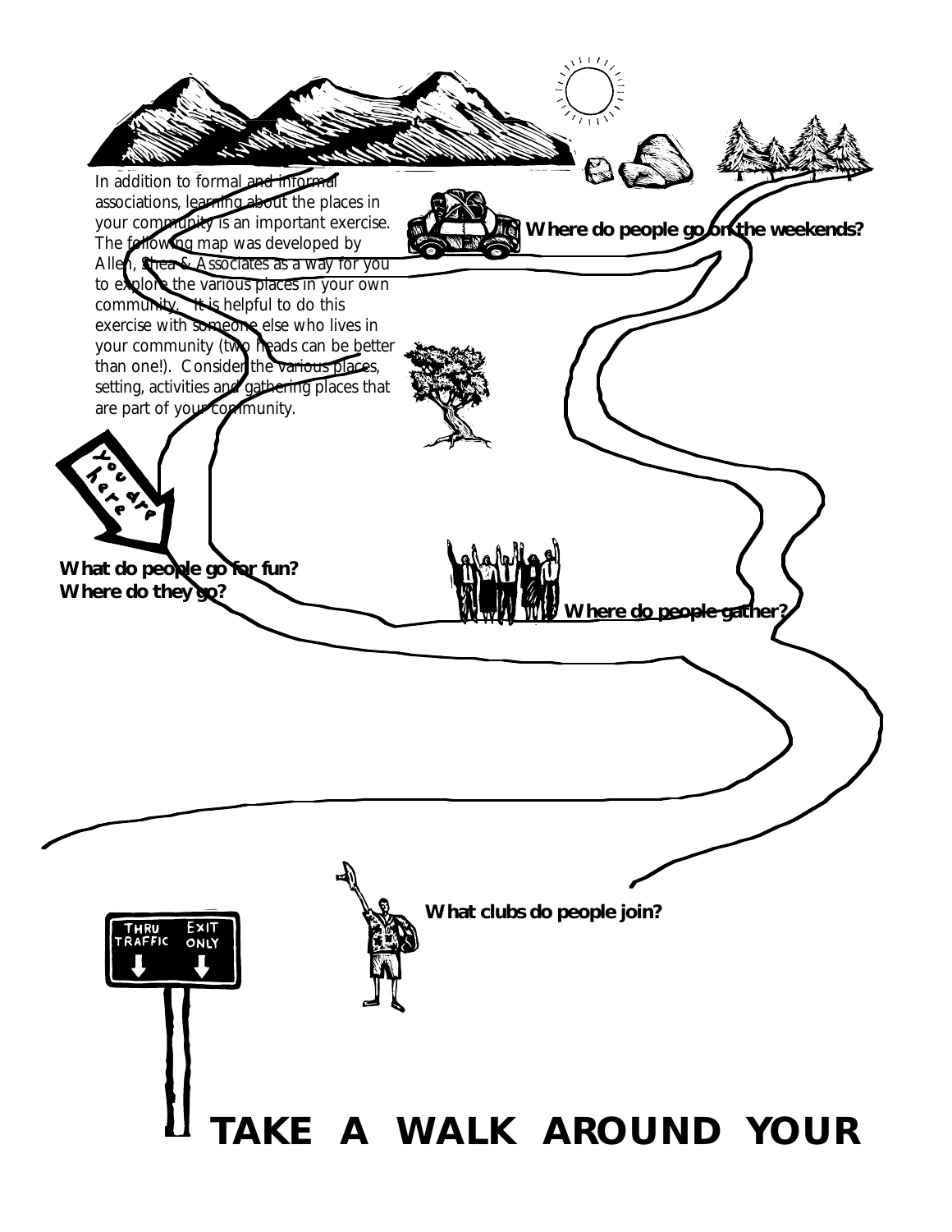In addition to formal and informal associations, learning about the places in your community is an important exercise. The following map was developed by Allen, Shea & Associates as a way for you to explore the various places in your own community. It is helpful to do this exercise with someone else who lives in your community (two heads can be better than one!). Consider the various places, setting, activities and gathering places that are part of your community.

**Where do people go on the weekends?**

You are here

**What do people go for fun?**
**Where do they go?**

**Where do people gather?**

**What clubs do people join?**

THRU TRAFFIC EXIT ONLY

# TAKE A WALK AROUND YOUR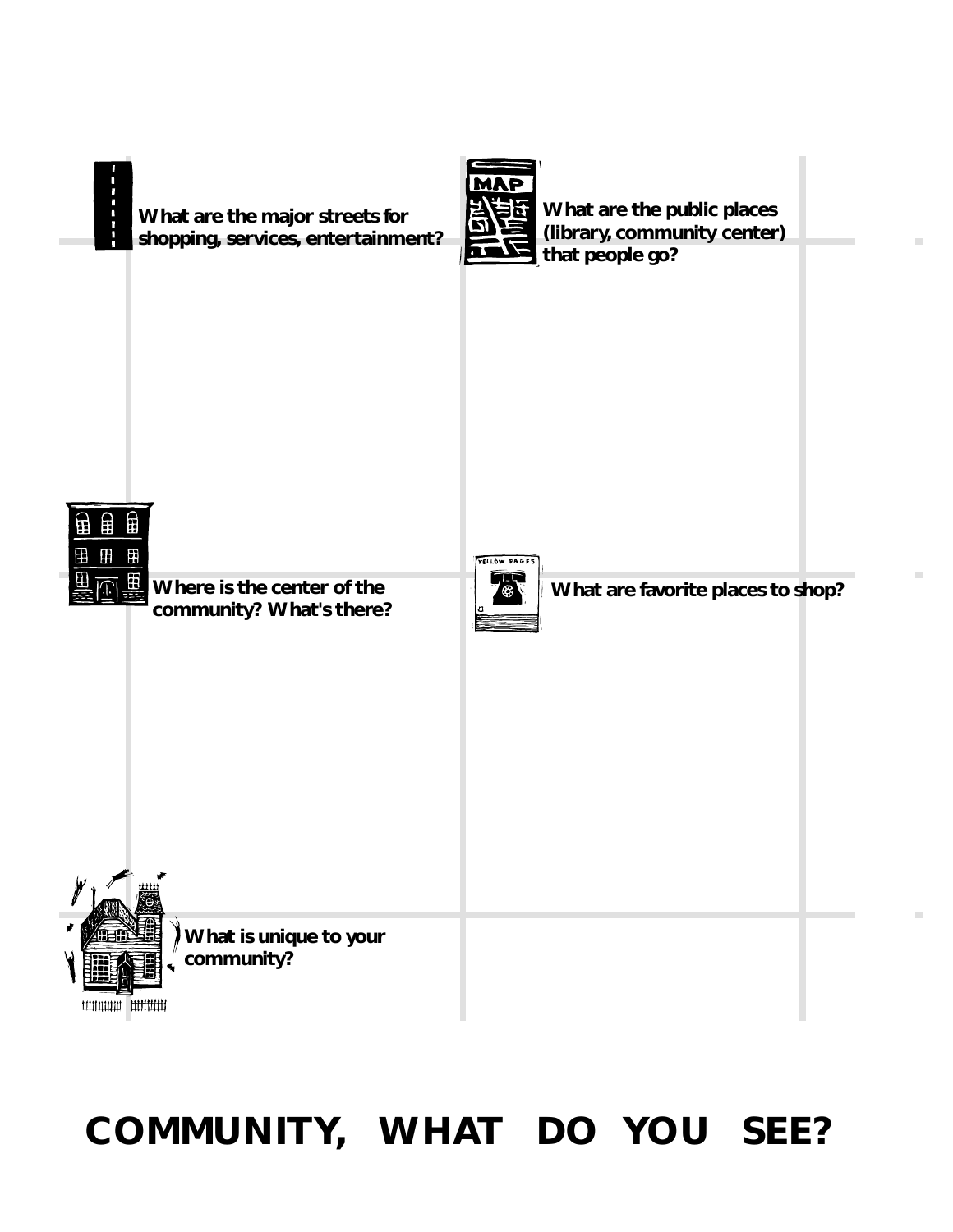What are the major streets for shopping, services, entertainment?

What are the public places (library, community center) that people go?

Where is the center of the community? What's there?

What are favorite places to shop?

What is unique to your community?

# COMMUNITY, WHAT DO YOU SEE?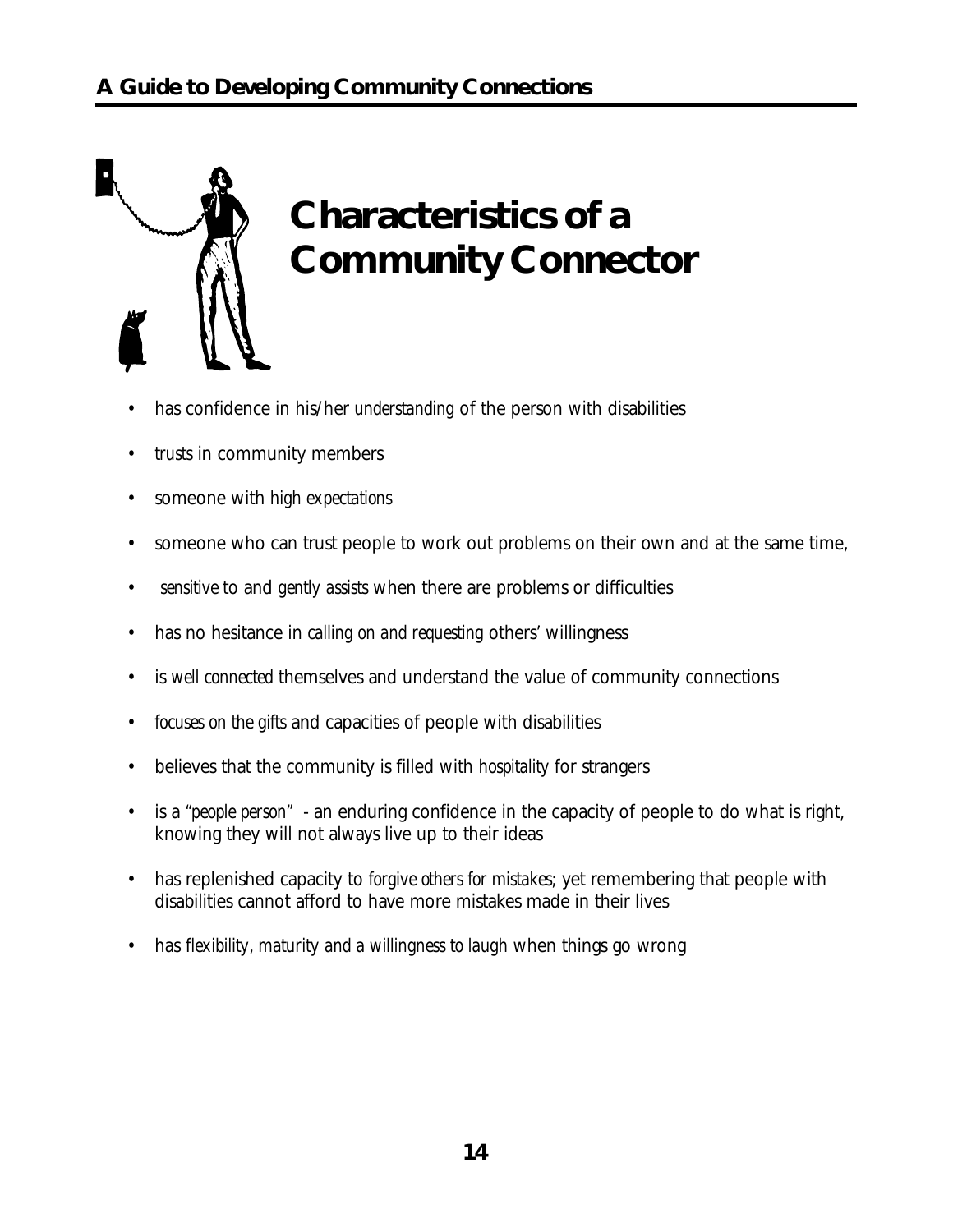# Characteristics of a Community Connector

- has confidence in his/her *understanding* of the person with disabilities
- *trusts* in community members
- someone with *high expectations*
- someone who can trust people to work out problems on their own and at the same time,
- *sensitive* to and *gently assists* when there are problems or difficulties
- has no hesitance in *calling on and requesting* others' willingness
- is *well connected* themselves and understand the value of community connections
- *focuses on the gifts* and capacities of people with disabilities
- believes that the community is filled with *hospitality* for strangers
- is a *"people person"* - an enduring confidence in the capacity of people to do what is right, knowing they will not always live up to their ideas
- has replenished capacity to *forgive others for mistakes*; yet remembering that people with disabilities cannot afford to have more mistakes made in their lives
- has *flexibility, maturity and a willingness to laugh* when things go wrong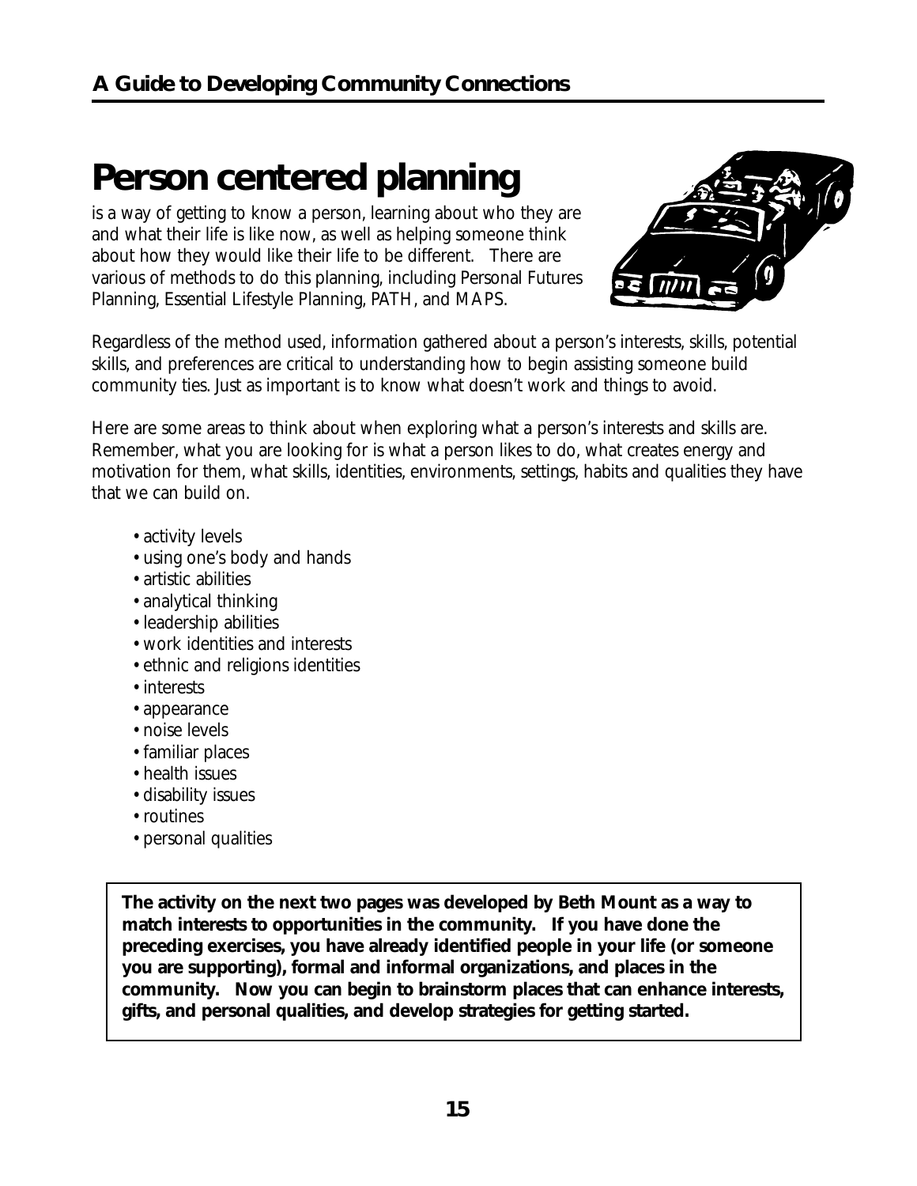# Person centered planning

is a way of getting to know a person, learning about who they are and what their life is like now, as well as helping someone think about how they would like their life to be different. There are various of methods to do this planning, including Personal Futures Planning, Essential Lifestyle Planning, PATH, and MAPS.

Regardless of the method used, information gathered about a person's interests, skills, potential skills, and preferences are critical to understanding how to begin assisting someone build community ties. Just as important is to know what doesn't work and things to avoid.

Here are some areas to think about when exploring what a person's interests and skills are. Remember, what you are looking for is what a person likes to do, what creates energy and motivation for them, what skills, identities, environments, settings, habits and qualities they have that we can build on.

- activity levels
- using one's body and hands
- artistic abilities
- analytical thinking
- leadership abilities
- work identities and interests
- ethnic and religions identities
- interests
- appearance
- noise levels
- familiar places
- health issues
- disability issues
- routines
- personal qualities

**The activity on the next two pages was developed by Beth Mount as a way to match interests to opportunities in the community. If you have done the preceding exercises, you have already identified people in your life (or someone you are supporting), formal and informal organizations, and places in the community. Now you can begin to brainstorm places that can enhance interests, gifts, and personal qualities, and develop strategies for getting started.**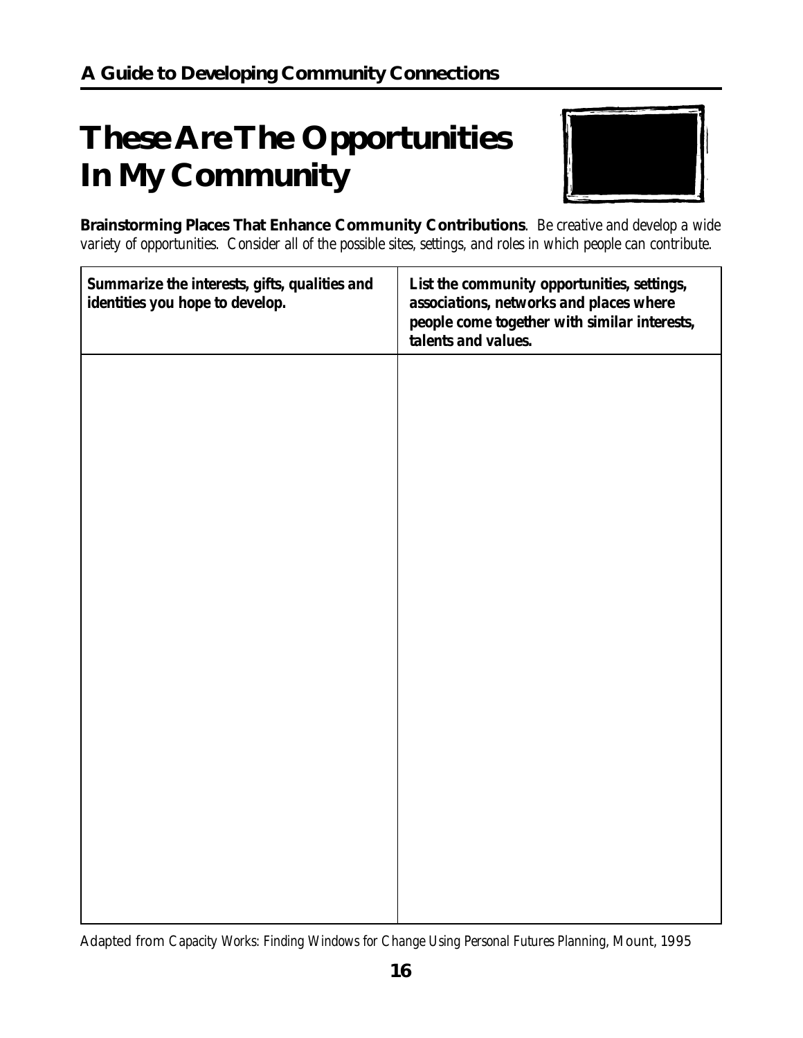# These Are The Opportunities In My Community

**Brainstorming Places That Enhance Community Contributions**. *Be creative and develop a wide variety of opportunities. Consider all of the possible sites, settings, and roles in which people can contribute.*

| ***Summarize the interests, gifts, qualities and identities you hope to develop.*** | ***List the community opportunities, settings, associations, networks and places where people come together with similar interests, talents and values.*** |
|---|---|
| | |

Adapted from *Capacity Works: Finding Windows for Change Using Personal Futures Planning*, Mount, 1995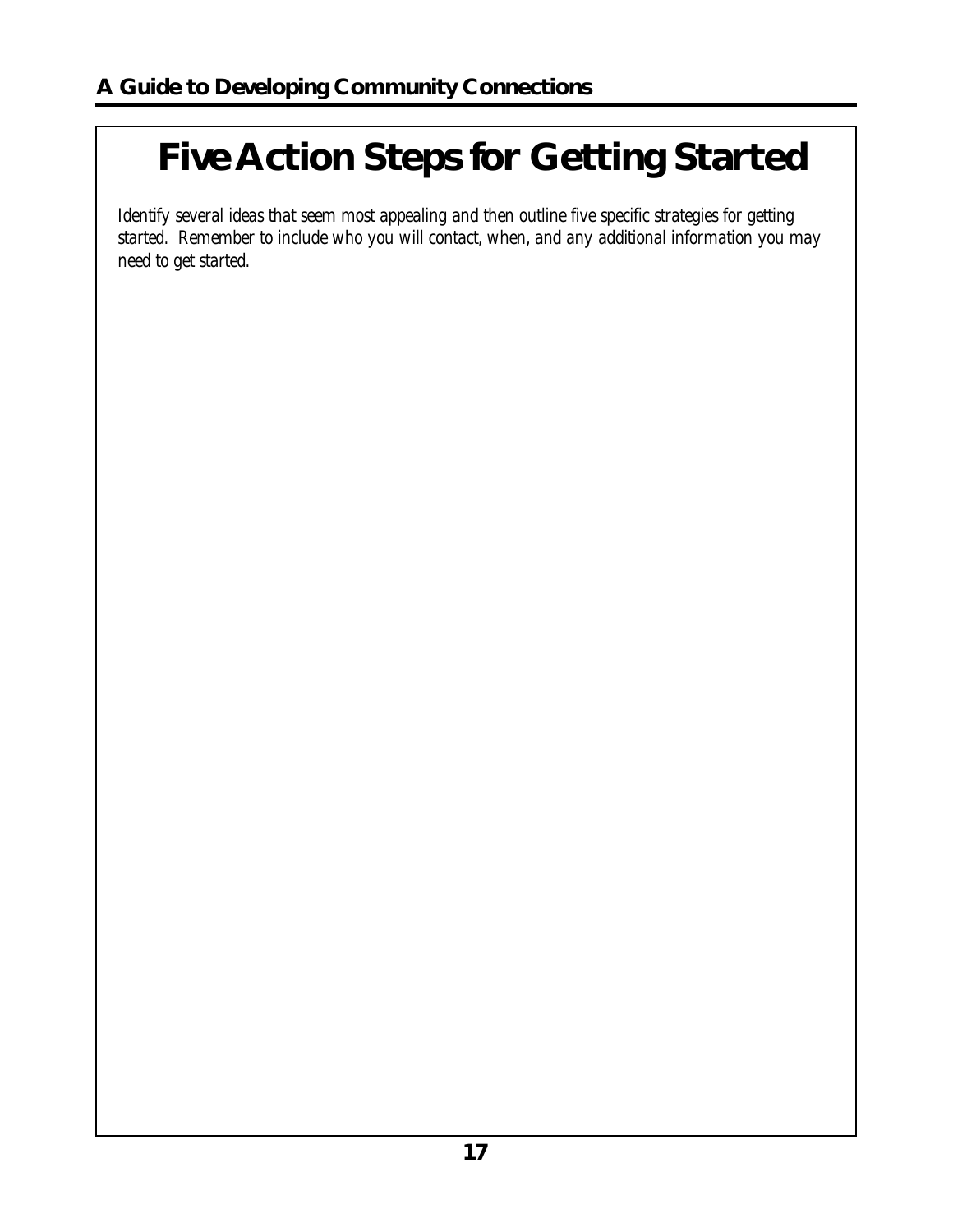# Five Action Steps for Getting Started

*Identify several ideas that seem most appealing and then outline five specific strategies for getting started. Remember to include who you will contact, when, and any additional information you may need to get started.*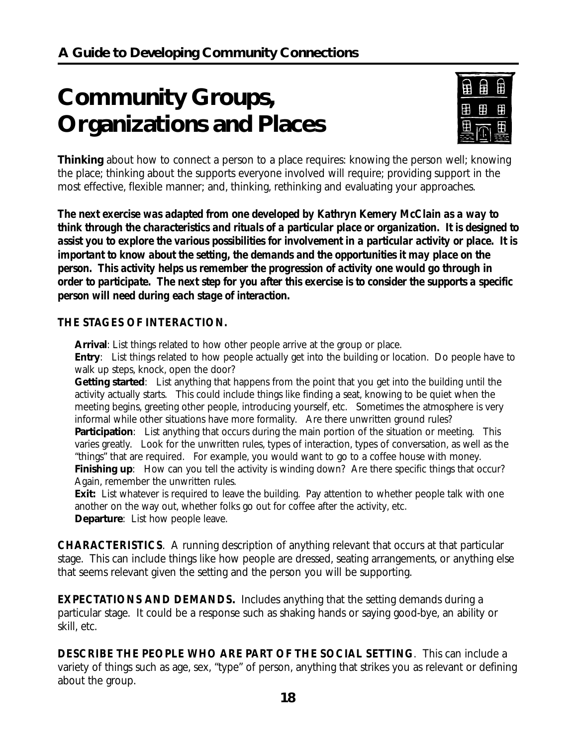# Community Groups, Organizations and Places

**Thinking** about how to connect a person to a place requires: knowing the person well; knowing the place; thinking about the supports everyone involved will require; providing support in the most effective, flexible manner; and, thinking, rethinking and evaluating your approaches.

***The next exercise was adapted from one developed by Kathryn Kemery McClain as a way to think through the characteristics and rituals of a particular place or organization. It is designed to assist you to explore the various possibilities for involvement in a particular activity or place. It is important to know about the setting, the demands and the opportunities it may place on the person. This activity helps us remember the progression of activity one would go through in order to participate. The next step for you after this exercise is to consider the supports a specific person will need during each stage of interaction.***

**THE STAGES OF INTERACTION.**

**Arrival**: List things related to how other people arrive at the group or place.
**Entry**: List things related to how people actually get into the building or location. Do people have to walk up steps, knock, open the door?
**Getting started**: List anything that happens from the point that you get into the building until the activity actually starts. This could include things like finding a seat, knowing to be quiet when the meeting begins, greeting other people, introducing yourself, etc. Sometimes the atmosphere is very informal while other situations have more formality. Are there unwritten ground rules?
**Participation**: List anything that occurs during the main portion of the situation or meeting. This varies greatly. Look for the unwritten rules, types of interaction, types of conversation, as well as the "things" that are required. For example, you would want to go to a coffee house with money.
**Finishing up**: How can you tell the activity is winding down? Are there specific things that occur? Again, remember the unwritten rules.
**Exit:** List whatever is required to leave the building. Pay attention to whether people talk with one another on the way out, whether folks go out for coffee after the activity, etc.
**Departure**: List how people leave.

**CHARACTERISTICS**. A running description of anything relevant that occurs at that particular stage. This can include things like how people are dressed, seating arrangements, or anything else that seems relevant given the setting and the person you will be supporting.

**EXPECTATIONS AND DEMANDS.** Includes anything that the setting demands during a particular stage. It could be a response such as shaking hands or saying good-bye, an ability or skill, etc.

**DESCRIBE THE PEOPLE WHO ARE PART OF THE SOCIAL SETTING**. This can include a variety of things such as age, sex, "type" of person, anything that strikes you as relevant or defining about the group.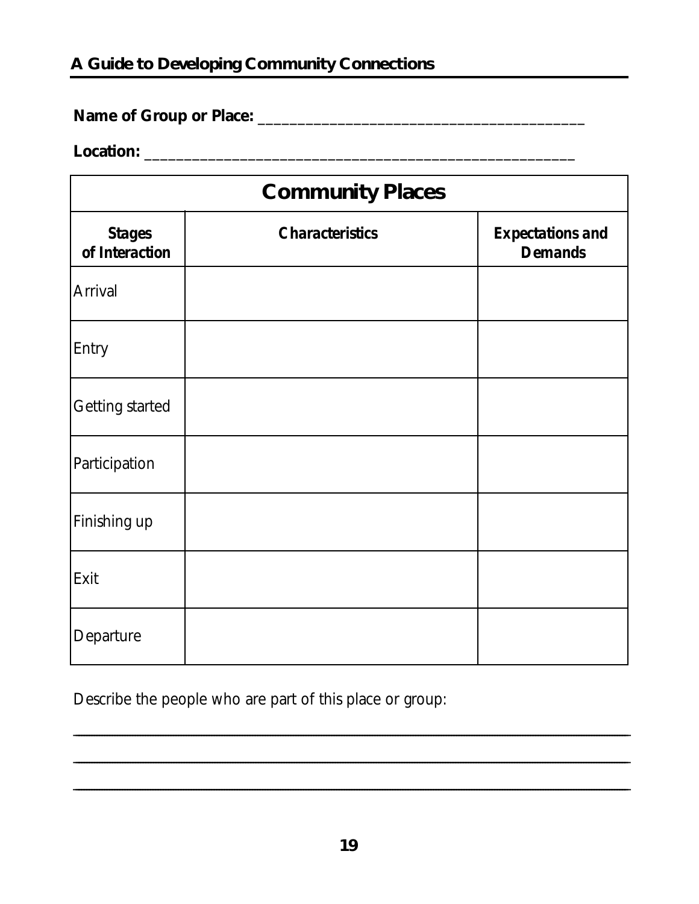**Name of Group or Place:** _______________________________________

**Location:** ____________________________________________________

| Community Places | | |
|---|---|---|
| **Stages of Interaction** | **Characteristics** | **Expectations and Demands** |
| Arrival | | |
| Entry | | |
| Getting started | | |
| Participation | | |
| Finishing up | | |
| Exit | | |
| Departure | | |

Describe the people who are part of this place or group:

______________________________________________________________________

______________________________________________________________________

______________________________________________________________________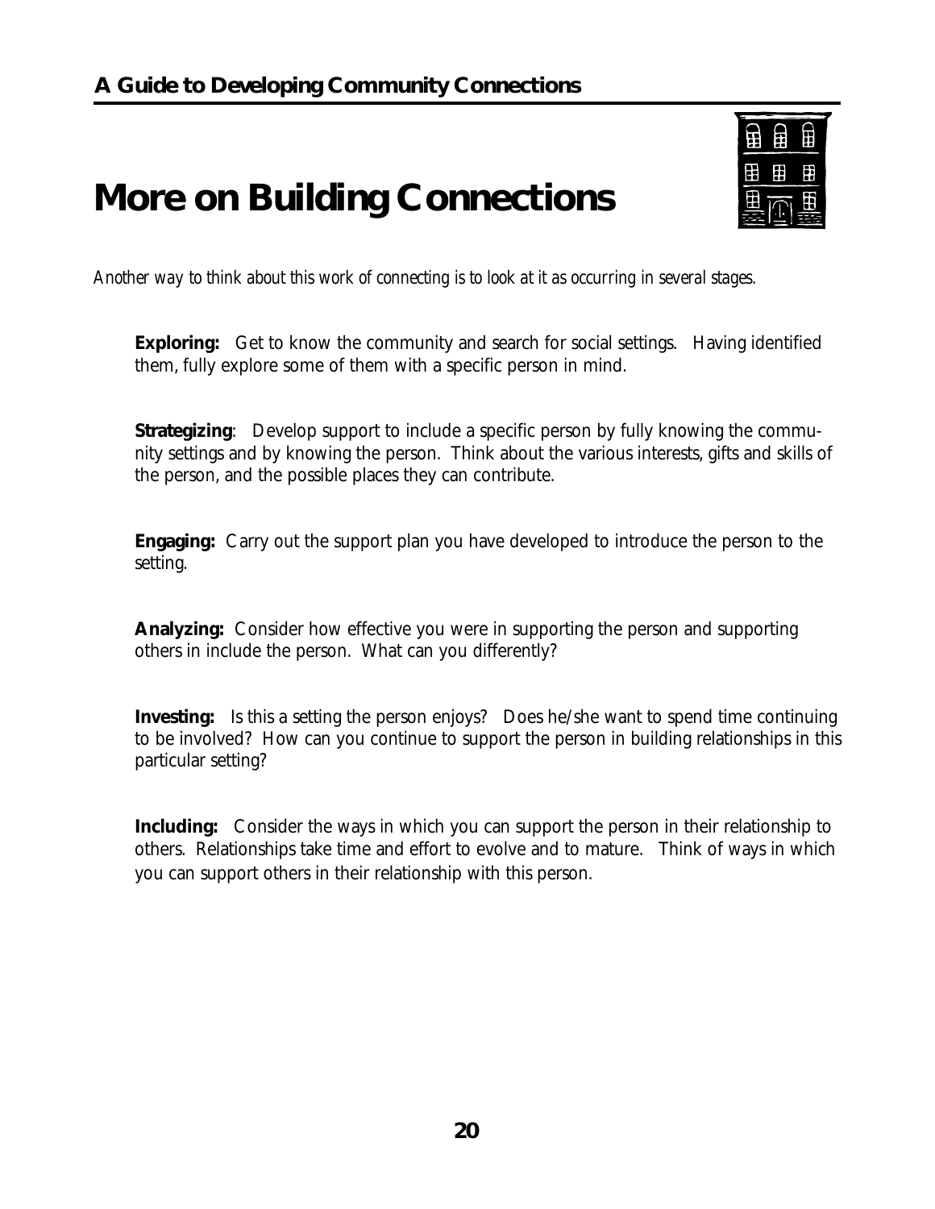# More on Building Connections

*Another way to think about this work of connecting is to look at it as occurring in several stages.*

**Exploring:** Get to know the community and search for social settings. Having identified them, fully explore some of them with a specific person in mind.

**Strategizing**: Develop support to include a specific person by fully knowing the community settings and by knowing the person. Think about the various interests, gifts and skills of the person, and the possible places they can contribute.

**Engaging:** Carry out the support plan you have developed to introduce the person to the setting.

**Analyzing:** Consider how effective you were in supporting the person and supporting others in include the person. What can you differently?

**Investing:** Is this a setting the person enjoys? Does he/she want to spend time continuing to be involved? How can you continue to support the person in building relationships in this particular setting?

**Including:** Consider the ways in which you can support the person in their relationship to others. Relationships take time and effort to evolve and to mature. Think of ways in which you can support others in their relationship with this person.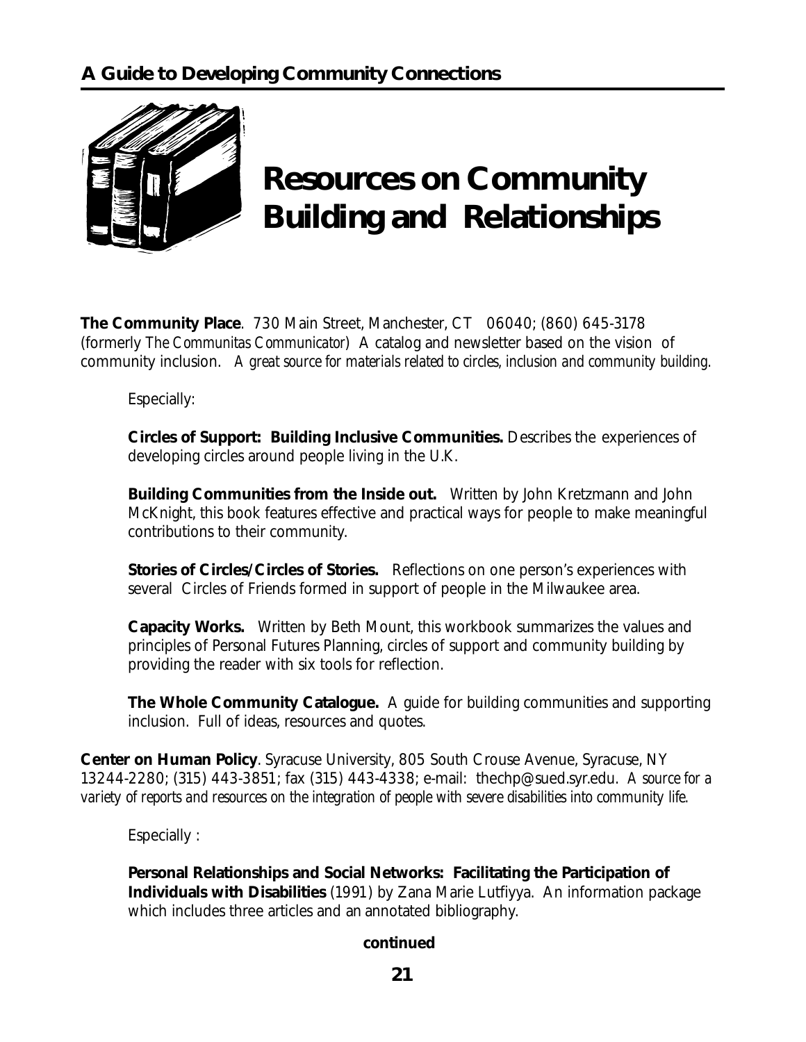# Resources on Community Building and Relationships

**The Community Place**. 730 Main Street, Manchester, CT 06040; (860) 645-3178 (formerly *The Communitas Communicator*) A catalog and newsletter based on the vision of community inclusion. *A great source for materials related to circles, inclusion and community building.*

Especially:

**Circles of Support: Building Inclusive Communities.** Describes the experiences of developing circles around people living in the U.K.

**Building Communities from the Inside out.** Written by John Kretzmann and John McKnight, this book features effective and practical ways for people to make meaningful contributions to their community.

**Stories of Circles/Circles of Stories.** Reflections on one person's experiences with several Circles of Friends formed in support of people in the Milwaukee area.

**Capacity Works.** Written by Beth Mount, this workbook summarizes the values and principles of Personal Futures Planning, circles of support and community building by providing the reader with six tools for reflection.

**The Whole Community Catalogue.** A guide for building communities and supporting inclusion. Full of ideas, resources and quotes.

**Center on Human Policy**. Syracuse University, 805 South Crouse Avenue, Syracuse, NY 13244-2280; (315) 443-3851; fax (315) 443-4338; e-mail: thechp@sued.syr.edu. *A source for a variety of reports and resources on the integration of people with severe disabilities into community life.*

Especially :

**Personal Relationships and Social Networks: Facilitating the Participation of Individuals with Disabilities** (1991) by Zana Marie Lutfiyya. An information package which includes three articles and an annotated bibliography.

**continued**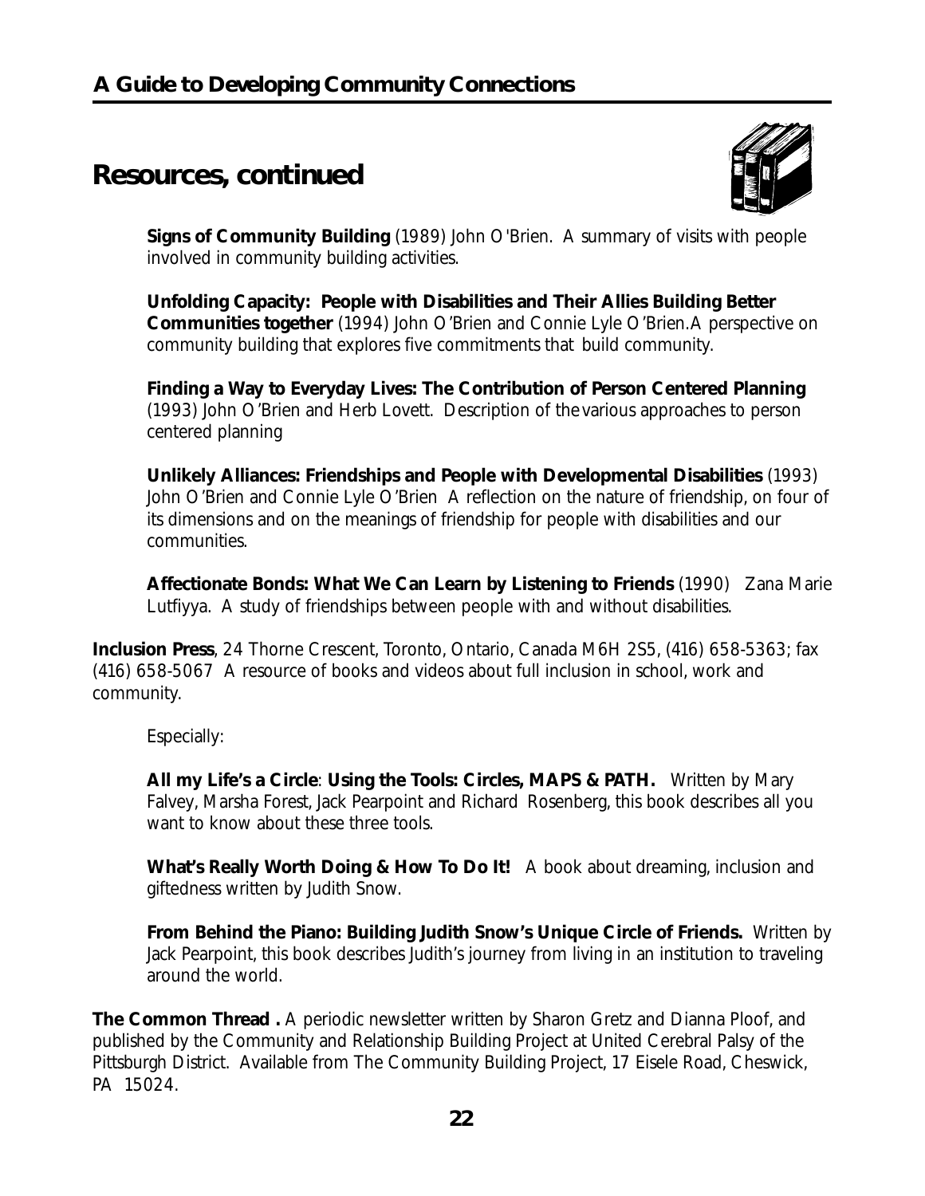# Resources, continued

**Signs of Community Building** (1989) John O'Brien. A summary of visits with people involved in community building activities.

**Unfolding Capacity: People with Disabilities and Their Allies Building Better Communities together** (1994) John O'Brien and Connie Lyle O'Brien.A perspective on community building that explores five commitments that build community.

**Finding a Way to Everyday Lives: The Contribution of Person Centered Planning** (1993) John O'Brien and Herb Lovett. Description of the various approaches to person centered planning

**Unlikely Alliances: Friendships and People with Developmental Disabilities** (1993) John O'Brien and Connie Lyle O'Brien A reflection on the nature of friendship, on four of its dimensions and on the meanings of friendship for people with disabilities and our communities.

**Affectionate Bonds: What We Can Learn by Listening to Friends** (1990) Zana Marie Lutfiyya. A study of friendships between people with and without disabilities.

**Inclusion Press**, 24 Thorne Crescent, Toronto, Ontario, Canada M6H 2S5, (416) 658-5363; fax (416) 658-5067 A resource of books and videos about full inclusion in school, work and community.

Especially:

**All my Life's a Circle**: **Using the Tools: Circles, MAPS & PATH.** Written by Mary Falvey, Marsha Forest, Jack Pearpoint and Richard Rosenberg, this book describes all you want to know about these three tools.

**What's Really Worth Doing & How To Do It!** A book about dreaming, inclusion and giftedness written by Judith Snow.

**From Behind the Piano: Building Judith Snow's Unique Circle of Friends.** Written by Jack Pearpoint, this book describes Judith's journey from living in an institution to traveling around the world.

**The Common Thread .** A periodic newsletter written by Sharon Gretz and Dianna Ploof, and published by the Community and Relationship Building Project at United Cerebral Palsy of the Pittsburgh District. Available from The Community Building Project, 17 Eisele Road, Cheswick, PA 15024.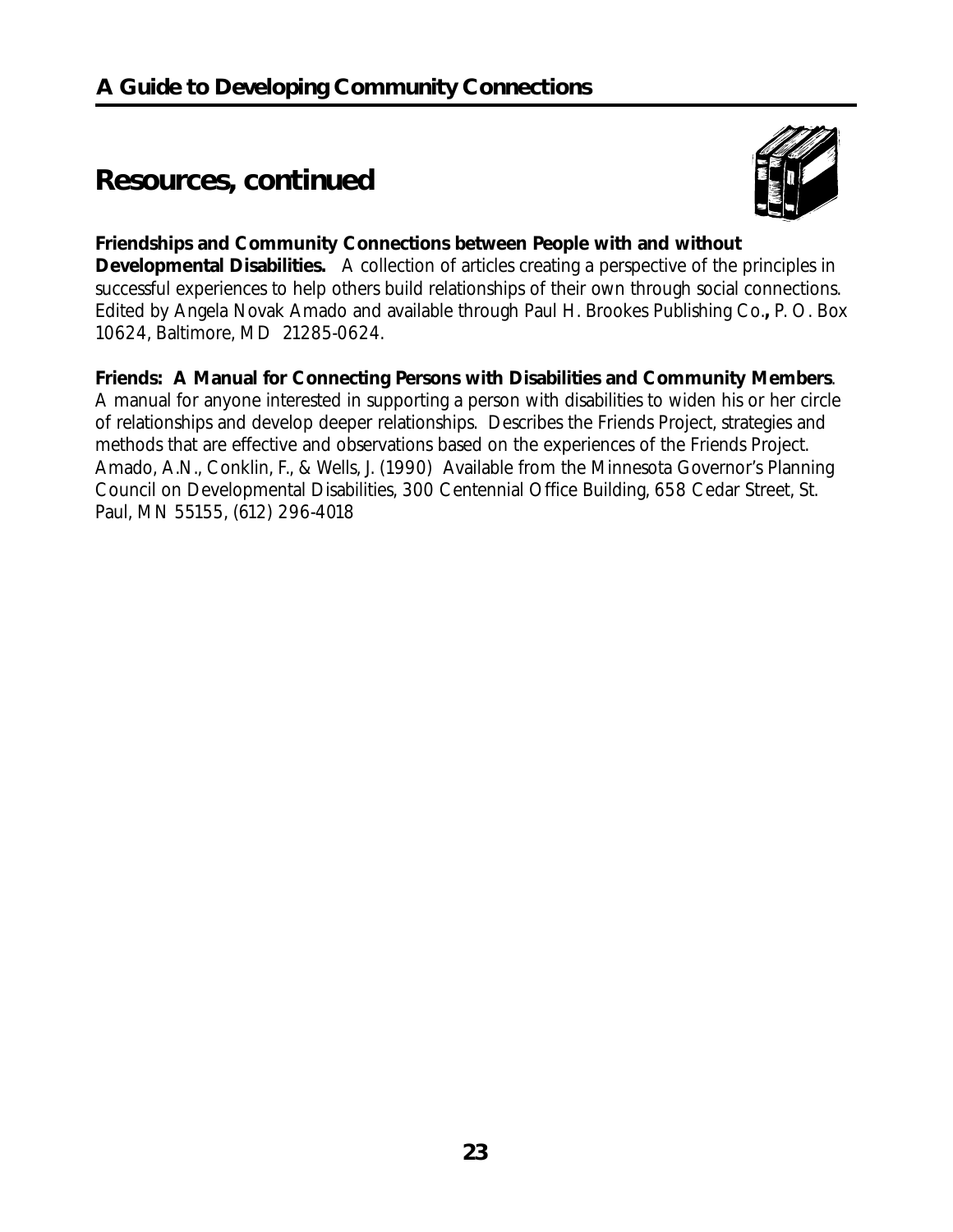## Resources, continued

**Friendships and Community Connections between People with and without Developmental Disabilities.** A collection of articles creating a perspective of the principles in successful experiences to help others build relationships of their own through social connections. Edited by Angela Novak Amado and available through Paul H. Brookes Publishing Co**.,** P. O. Box 10624, Baltimore, MD 21285-0624.

**Friends: A Manual for Connecting Persons with Disabilities and Community Members**. A manual for anyone interested in supporting a person with disabilities to widen his or her circle of relationships and develop deeper relationships. Describes the Friends Project, strategies and methods that are effective and observations based on the experiences of the Friends Project. Amado, A.N., Conklin, F., & Wells, J. (1990) Available from the Minnesota Governor's Planning Council on Developmental Disabilities, 300 Centennial Office Building, 658 Cedar Street, St. Paul, MN 55155, (612) 296-4018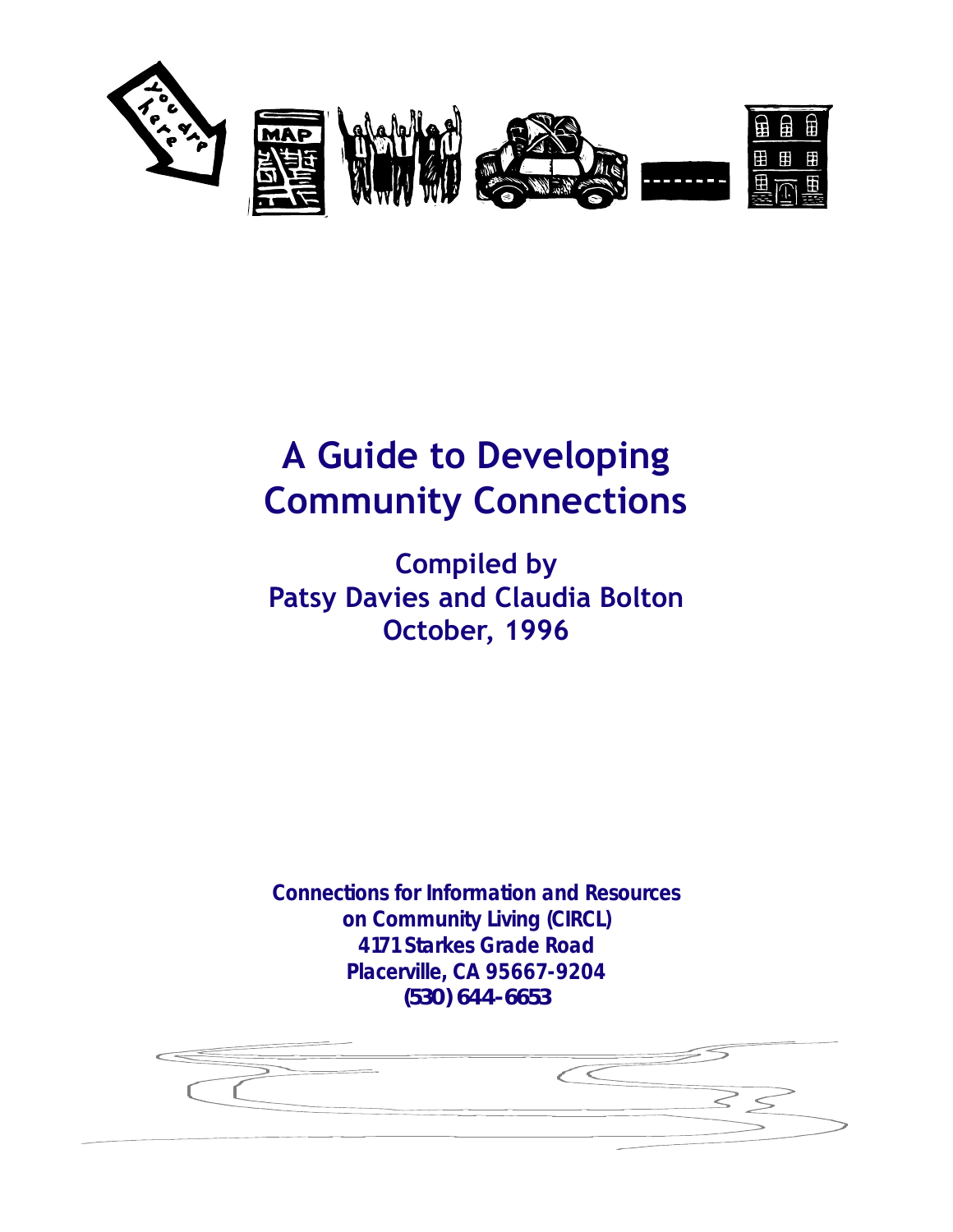# A Guide to Developing Community Connections

## Compiled by
## Patsy Davies and Claudia Bolton
## October, 1996

**Connections for Information and Resources on Community Living (CIRCL)**
**4171 Starkes Grade Road**
**Placerville, CA 95667-9204**
**(530) 644-6653**